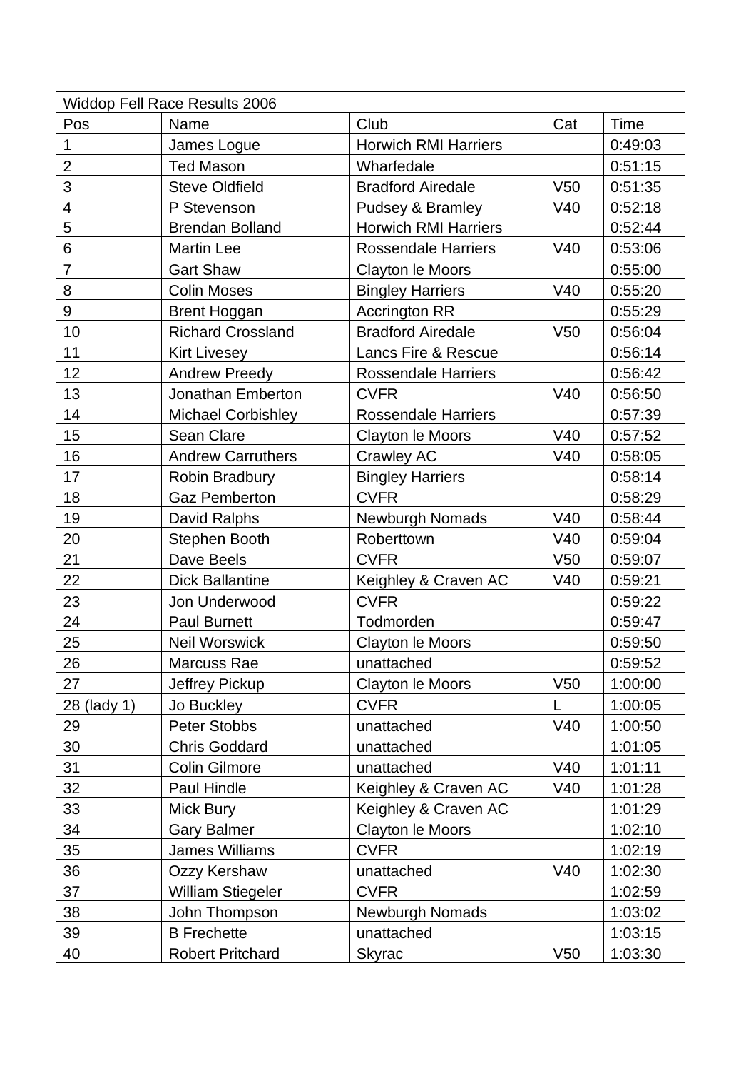| Widdop Fell Race Results 2006 | | | | |
|---|---|---|---|---|
| Pos | Name | Club | Cat | Time |
| 1 | James Logue | Horwich RMI Harriers | | 0:49:03 |
| 2 | Ted Mason | Wharfedale | | 0:51:15 |
| 3 | Steve Oldfield | Bradford Airedale | V50 | 0:51:35 |
| 4 | P Stevenson | Pudsey & Bramley | V40 | 0:52:18 |
| 5 | Brendan Bolland | Horwich RMI Harriers | | 0:52:44 |
| 6 | Martin Lee | Rossendale Harriers | V40 | 0:53:06 |
| 7 | Gart Shaw | Clayton le Moors | | 0:55:00 |
| 8 | Colin Moses | Bingley Harriers | V40 | 0:55:20 |
| 9 | Brent Hoggan | Accrington RR | | 0:55:29 |
| 10 | Richard Crossland | Bradford Airedale | V50 | 0:56:04 |
| 11 | Kirt Livesey | Lancs Fire & Rescue | | 0:56:14 |
| 12 | Andrew Preedy | Rossendale Harriers | | 0:56:42 |
| 13 | Jonathan Emberton | CVFR | V40 | 0:56:50 |
| 14 | Michael Corbishley | Rossendale Harriers | | 0:57:39 |
| 15 | Sean Clare | Clayton le Moors | V40 | 0:57:52 |
| 16 | Andrew Carruthers | Crawley AC | V40 | 0:58:05 |
| 17 | Robin Bradbury | Bingley Harriers | | 0:58:14 |
| 18 | Gaz Pemberton | CVFR | | 0:58:29 |
| 19 | David Ralphs | Newburgh Nomads | V40 | 0:58:44 |
| 20 | Stephen Booth | Roberttown | V40 | 0:59:04 |
| 21 | Dave Beels | CVFR | V50 | 0:59:07 |
| 22 | Dick Ballantine | Keighley & Craven AC | V40 | 0:59:21 |
| 23 | Jon Underwood | CVFR | | 0:59:22 |
| 24 | Paul Burnett | Todmorden | | 0:59:47 |
| 25 | Neil Worswick | Clayton le Moors | | 0:59:50 |
| 26 | Marcuss Rae | unattached | | 0:59:52 |
| 27 | Jeffrey Pickup | Clayton le Moors | V50 | 1:00:00 |
| 28 (lady 1) | Jo Buckley | CVFR | L | 1:00:05 |
| 29 | Peter Stobbs | unattached | V40 | 1:00:50 |
| 30 | Chris Goddard | unattached | | 1:01:05 |
| 31 | Colin Gilmore | unattached | V40 | 1:01:11 |
| 32 | Paul Hindle | Keighley & Craven AC | V40 | 1:01:28 |
| 33 | Mick Bury | Keighley & Craven AC | | 1:01:29 |
| 34 | Gary Balmer | Clayton le Moors | | 1:02:10 |
| 35 | James Williams | CVFR | | 1:02:19 |
| 36 | Ozzy Kershaw | unattached | V40 | 1:02:30 |
| 37 | William Stiegeler | CVFR | | 1:02:59 |
| 38 | John Thompson | Newburgh Nomads | | 1:03:02 |
| 39 | B Frechette | unattached | | 1:03:15 |
| 40 | Robert Pritchard | Skyrac | V50 | 1:03:30 |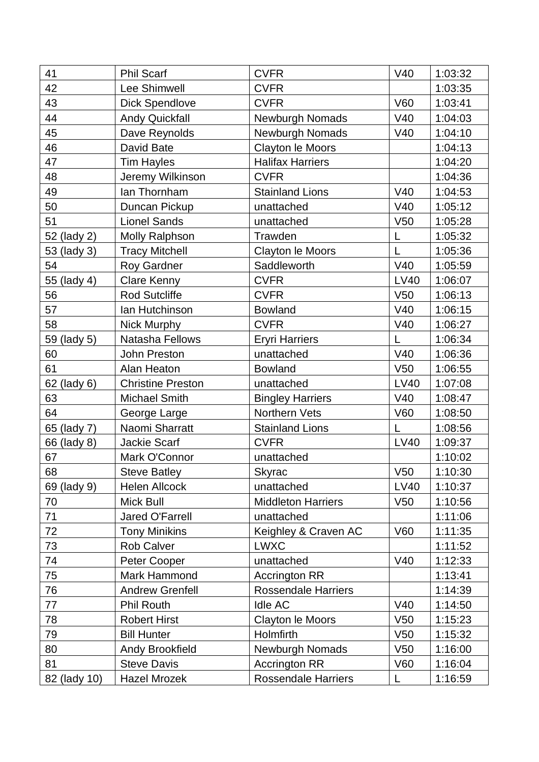| 41 | Phil Scarf | CVFR | V40 | 1:03:32 |
|---|---|---|---|---|
| 42 | Lee Shimwell | CVFR | | 1:03:35 |
| 43 | Dick Spendlove | CVFR | V60 | 1:03:41 |
| 44 | Andy Quickfall | Newburgh Nomads | V40 | 1:04:03 |
| 45 | Dave Reynolds | Newburgh Nomads | V40 | 1:04:10 |
| 46 | David Bate | Clayton le Moors | | 1:04:13 |
| 47 | Tim Hayles | Halifax Harriers | | 1:04:20 |
| 48 | Jeremy Wilkinson | CVFR | | 1:04:36 |
| 49 | Ian Thornham | Stainland Lions | V40 | 1:04:53 |
| 50 | Duncan Pickup | unattached | V40 | 1:05:12 |
| 51 | Lionel Sands | unattached | V50 | 1:05:28 |
| 52 (lady 2) | Molly Ralphson | Trawden | L | 1:05:32 |
| 53 (lady 3) | Tracy Mitchell | Clayton le Moors | L | 1:05:36 |
| 54 | Roy Gardner | Saddleworth | V40 | 1:05:59 |
| 55 (lady 4) | Clare Kenny | CVFR | LV40 | 1:06:07 |
| 56 | Rod Sutcliffe | CVFR | V50 | 1:06:13 |
| 57 | Ian Hutchinson | Bowland | V40 | 1:06:15 |
| 58 | Nick Murphy | CVFR | V40 | 1:06:27 |
| 59 (lady 5) | Natasha Fellows | Eryri Harriers | L | 1:06:34 |
| 60 | John Preston | unattached | V40 | 1:06:36 |
| 61 | Alan Heaton | Bowland | V50 | 1:06:55 |
| 62 (lady 6) | Christine Preston | unattached | LV40 | 1:07:08 |
| 63 | Michael Smith | Bingley Harriers | V40 | 1:08:47 |
| 64 | George Large | Northern Vets | V60 | 1:08:50 |
| 65 (lady 7) | Naomi Sharratt | Stainland Lions | L | 1:08:56 |
| 66 (lady 8) | Jackie Scarf | CVFR | LV40 | 1:09:37 |
| 67 | Mark O'Connor | unattached | | 1:10:02 |
| 68 | Steve Batley | Skyrac | V50 | 1:10:30 |
| 69 (lady 9) | Helen Allcock | unattached | LV40 | 1:10:37 |
| 70 | Mick Bull | Middleton Harriers | V50 | 1:10:56 |
| 71 | Jared O'Farrell | unattached | | 1:11:06 |
| 72 | Tony Minikins | Keighley & Craven AC | V60 | 1:11:35 |
| 73 | Rob Calver | LWXC | | 1:11:52 |
| 74 | Peter Cooper | unattached | V40 | 1:12:33 |
| 75 | Mark Hammond | Accrington RR | | 1:13:41 |
| 76 | Andrew Grenfell | Rossendale Harriers | | 1:14:39 |
| 77 | Phil Routh | Idle AC | V40 | 1:14:50 |
| 78 | Robert Hirst | Clayton le Moors | V50 | 1:15:23 |
| 79 | Bill Hunter | Holmfirth | V50 | 1:15:32 |
| 80 | Andy Brookfield | Newburgh Nomads | V50 | 1:16:00 |
| 81 | Steve Davis | Accrington RR | V60 | 1:16:04 |
| 82 (lady 10) | Hazel Mrozek | Rossendale Harriers | L | 1:16:59 |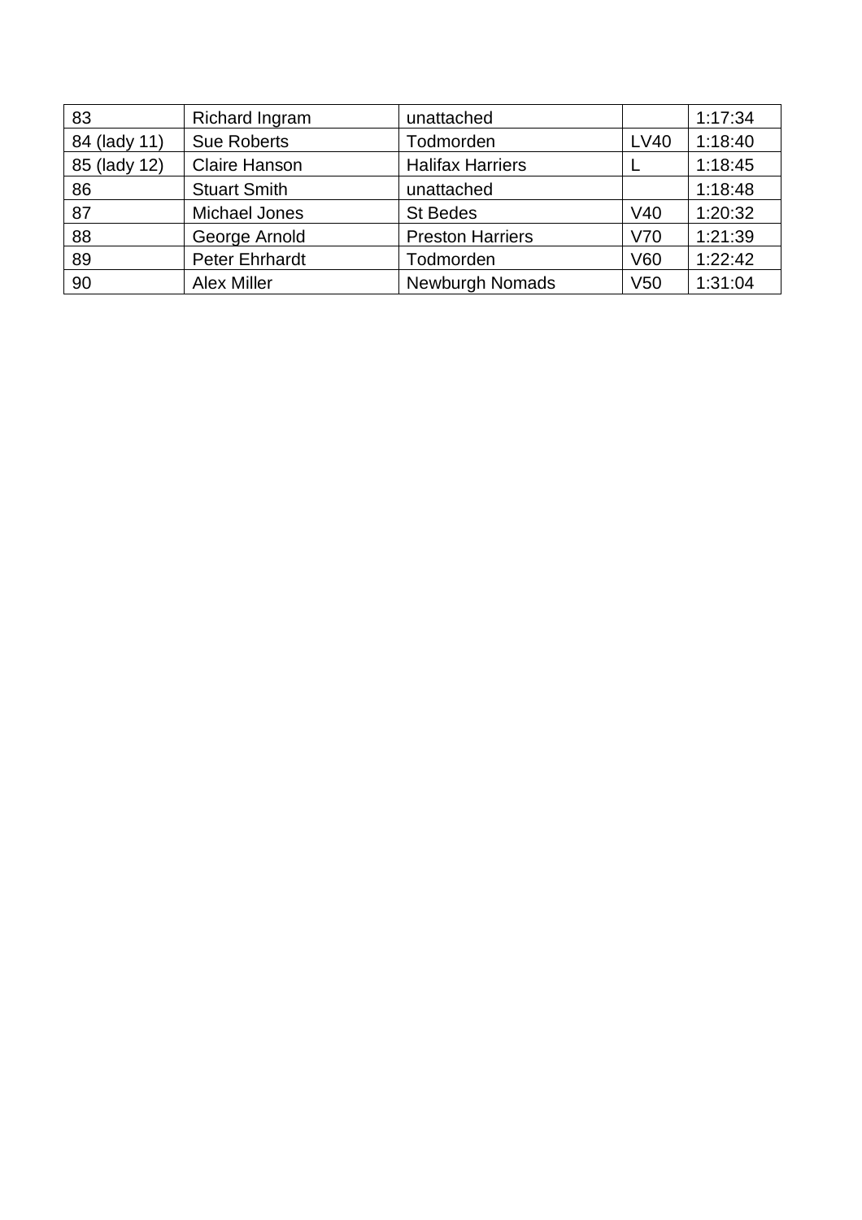| | | | | |
|---|---|---|---|---|
| 83 | Richard Ingram | unattached | | 1:17:34 |
| 84 (lady 11) | Sue Roberts | Todmorden | LV40 | 1:18:40 |
| 85 (lady 12) | Claire Hanson | Halifax Harriers | L | 1:18:45 |
| 86 | Stuart Smith | unattached | | 1:18:48 |
| 87 | Michael Jones | St Bedes | V40 | 1:20:32 |
| 88 | George Arnold | Preston Harriers | V70 | 1:21:39 |
| 89 | Peter Ehrhardt | Todmorden | V60 | 1:22:42 |
| 90 | Alex Miller | Newburgh Nomads | V50 | 1:31:04 |